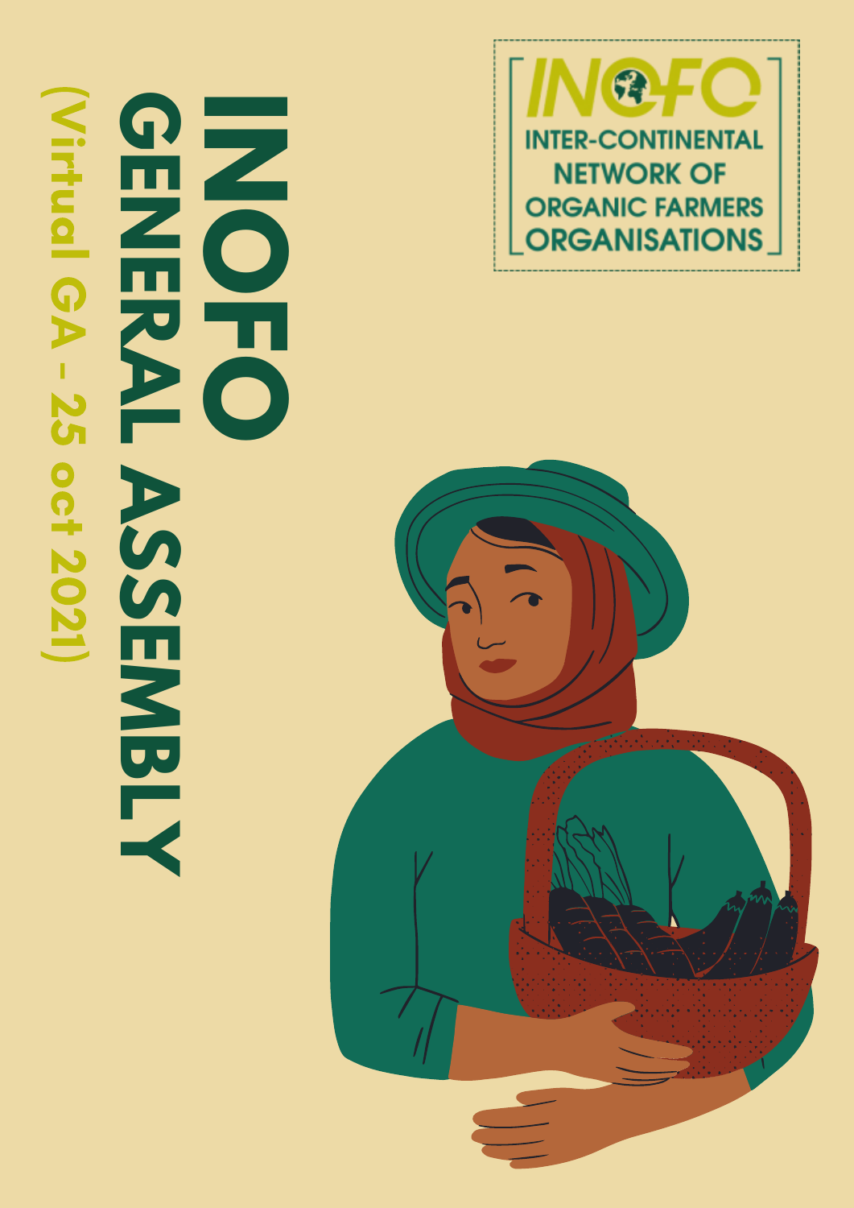# INOFO GENERAL ASSEMBLY

**(Virtual GA - 25 oct 2021)**

INOFO

INTER-CONTINENTAL NETWORK OF ORGANIC FARMERS ORGANISATIONS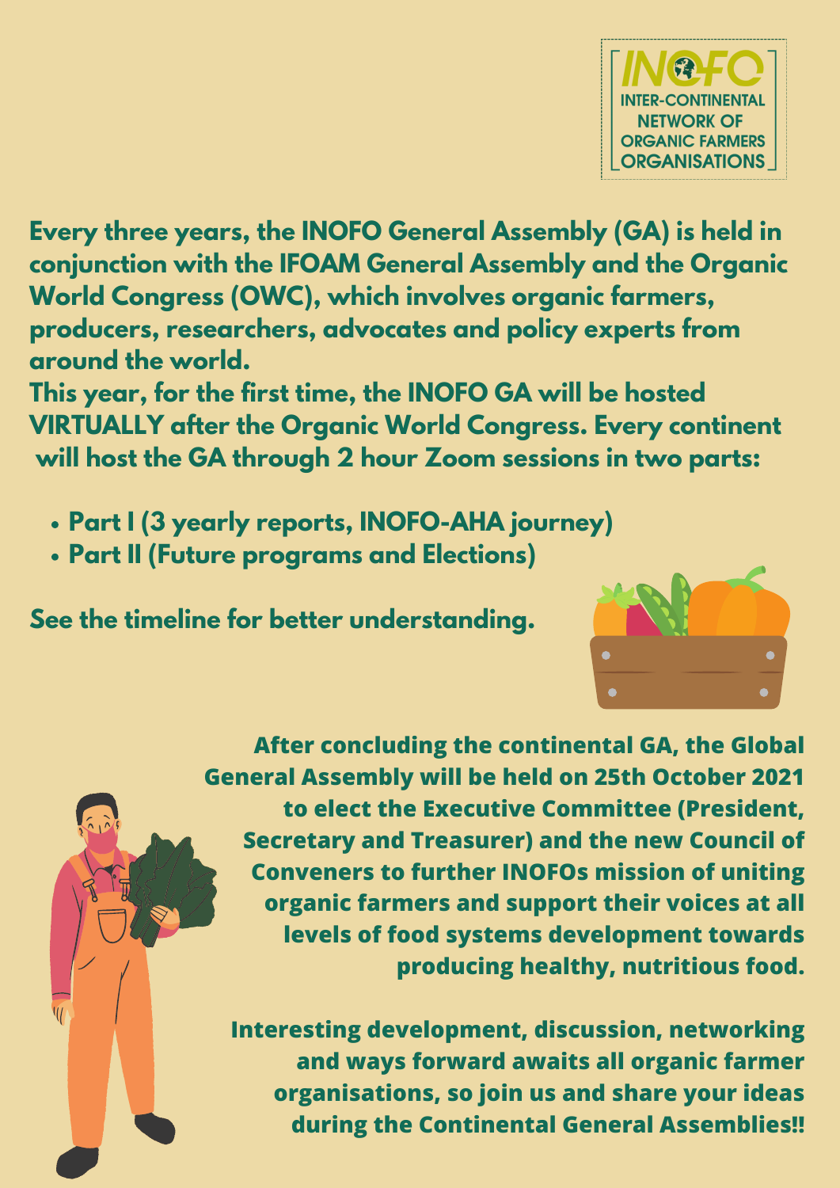INOFO
INTER-CONTINENTAL NETWORK OF ORGANIC FARMERS ORGANISATIONS

**Every three years, the INOFO General Assembly (GA) is held in conjunction with the IFOAM General Assembly and the Organic World Congress (OWC), which involves organic farmers, producers, researchers, advocates and policy experts from around the world.**

**This year, for the first time, the INOFO GA will be hosted VIRTUALLY after the Organic World Congress. Every continent will host the GA through 2 hour Zoom sessions in two parts:**

- **Part I (3 yearly reports, INOFO-AHA journey)**
- **Part II (Future programs and Elections)**

**See the timeline for better understanding.**

**After concluding the continental GA, the Global General Assembly will be held on 25th October 2021 to elect the Executive Committee (President, Secretary and Treasurer) and the new Council of Conveners to further INOFOs mission of uniting organic farmers and support their voices at all levels of food systems development towards producing healthy, nutritious food.**

**Interesting development, discussion, networking and ways forward awaits all organic farmer organisations, so join us and share your ideas during the Continental General Assemblies!!**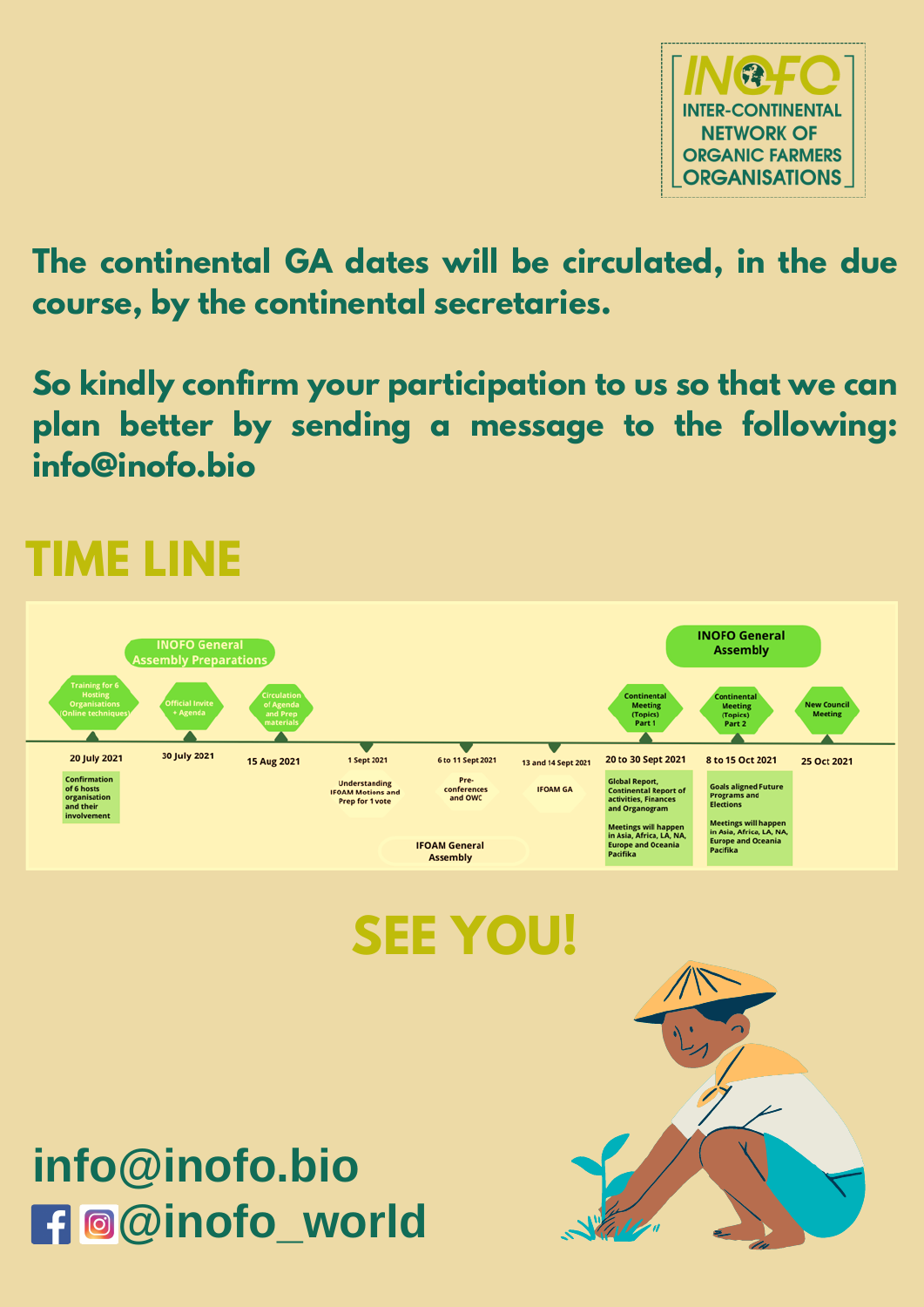INTER-CONTINENTAL NETWORK OF ORGANIC FARMERS ORGANISATIONS

**The continental GA dates will be circulated, in the due course, by the continental secretaries.**

**So kindly confirm your participation to us so that we can plan better by sending a message to the following: info@inofo.bio**

# TIME LINE

INOFO General Assembly Preparations

Training for 6 Hosting Organisations (Online techniques)
20 July 2021
Confirmation of 6 hosts organisation and their involvement

Official Invite + Agenda
30 July 2021

Circulation of Agenda and Prep materials
15 Aug 2021

1 Sept 2021
Understanding IFOAM Motions and Prep for 1 vote

6 to 11 Sept 2021
Pre-conferences and OWC

13 and 14 Sept 2021
IFOAM GA

IFOAM General Assembly

INOFO General Assembly

Continental Meeting (Topics) Part 1
20 to 30 Sept 2021
Global Report, Continental Report of activities, Finances and Organogram
Meetings will happen in Asia, Africa, LA, NA, Europe and Oceania Pacifika

Continental Meeting (Topics) Part 2
8 to 15 Oct 2021
Goals aligned Future Programs and Elections
Meetings will happen in Asia, Africa, LA, NA, Europe and Oceania Pacifika

New Council Meeting
25 Oct 2021

# SEE YOU!

**info@inofo.bio**

**@inofo_world**